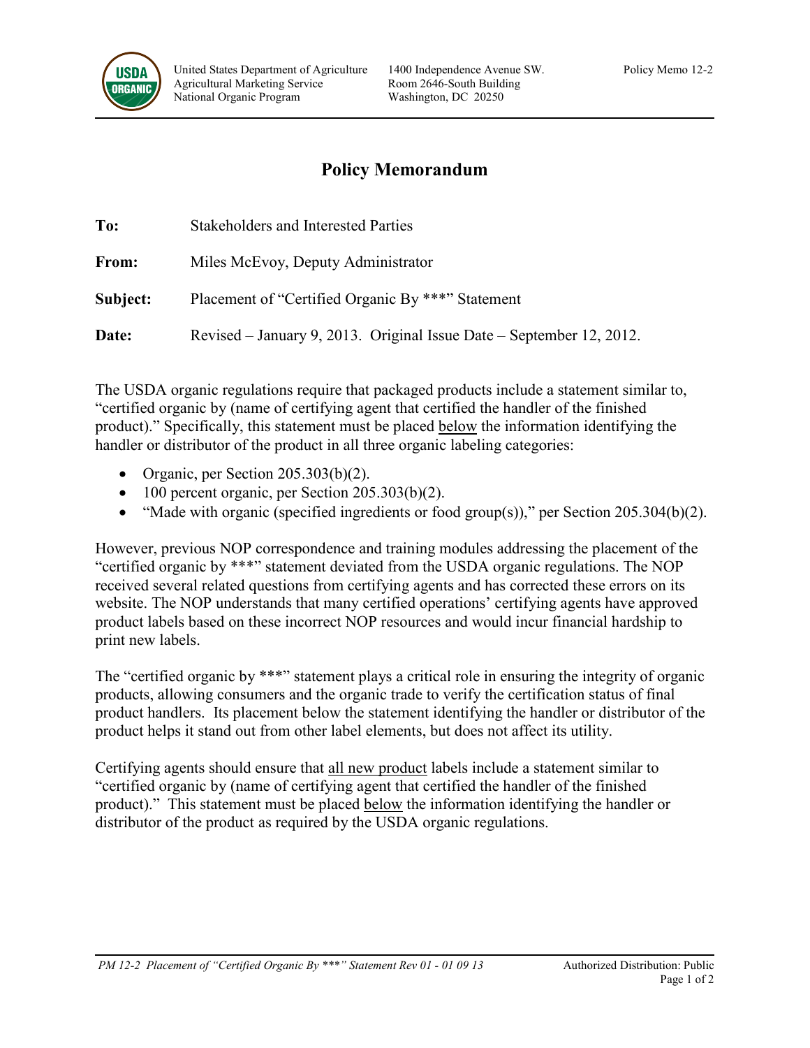United States Department of Agriculture
Agricultural Marketing Service
National Organic Program

1400 Independence Avenue SW.
Room 2646-South Building
Washington, DC 20250

Policy Memo 12-2

# Policy Memorandum

**To:** Stakeholders and Interested Parties

**From:** Miles McEvoy, Deputy Administrator

**Subject:** Placement of "Certified Organic By ***" Statement

**Date:** Revised – January 9, 2013. Original Issue Date – September 12, 2012.

The USDA organic regulations require that packaged products include a statement similar to, "certified organic by (name of certifying agent that certified the handler of the finished product)." Specifically, this statement must be placed <u>below</u> the information identifying the handler or distributor of the product in all three organic labeling categories:

- Organic, per Section 205.303(b)(2).
- 100 percent organic, per Section 205.303(b)(2).
- "Made with organic (specified ingredients or food group(s))," per Section 205.304(b)(2).

However, previous NOP correspondence and training modules addressing the placement of the "certified organic by ***" statement deviated from the USDA organic regulations. The NOP received several related questions from certifying agents and has corrected these errors on its website. The NOP understands that many certified operations' certifying agents have approved product labels based on these incorrect NOP resources and would incur financial hardship to print new labels.

The "certified organic by ***" statement plays a critical role in ensuring the integrity of organic products, allowing consumers and the organic trade to verify the certification status of final product handlers. Its placement below the statement identifying the handler or distributor of the product helps it stand out from other label elements, but does not affect its utility.

Certifying agents should ensure that <u>all new product</u> labels include a statement similar to "certified organic by (name of certifying agent that certified the handler of the finished product)." This statement must be placed <u>below</u> the information identifying the handler or distributor of the product as required by the USDA organic regulations.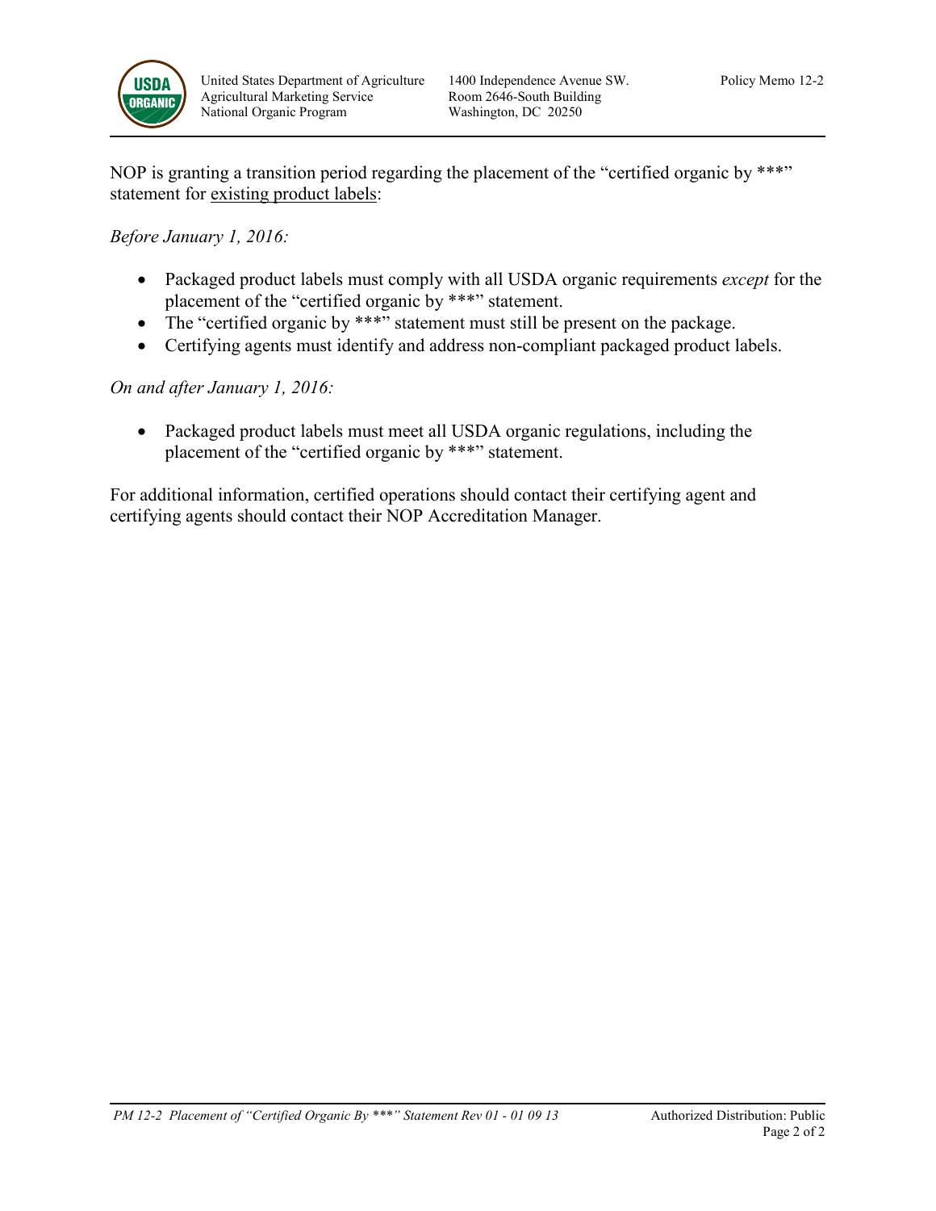NOP is granting a transition period regarding the placement of the "certified organic by ***" statement for existing product labels:

*Before January 1, 2016:*

- Packaged product labels must comply with all USDA organic requirements *except* for the placement of the "certified organic by ***" statement.
- The "certified organic by ***" statement must still be present on the package.
- Certifying agents must identify and address non-compliant packaged product labels.

*On and after January 1, 2016:*

- Packaged product labels must meet all USDA organic regulations, including the placement of the "certified organic by ***" statement.

For additional information, certified operations should contact their certifying agent and certifying agents should contact their NOP Accreditation Manager.